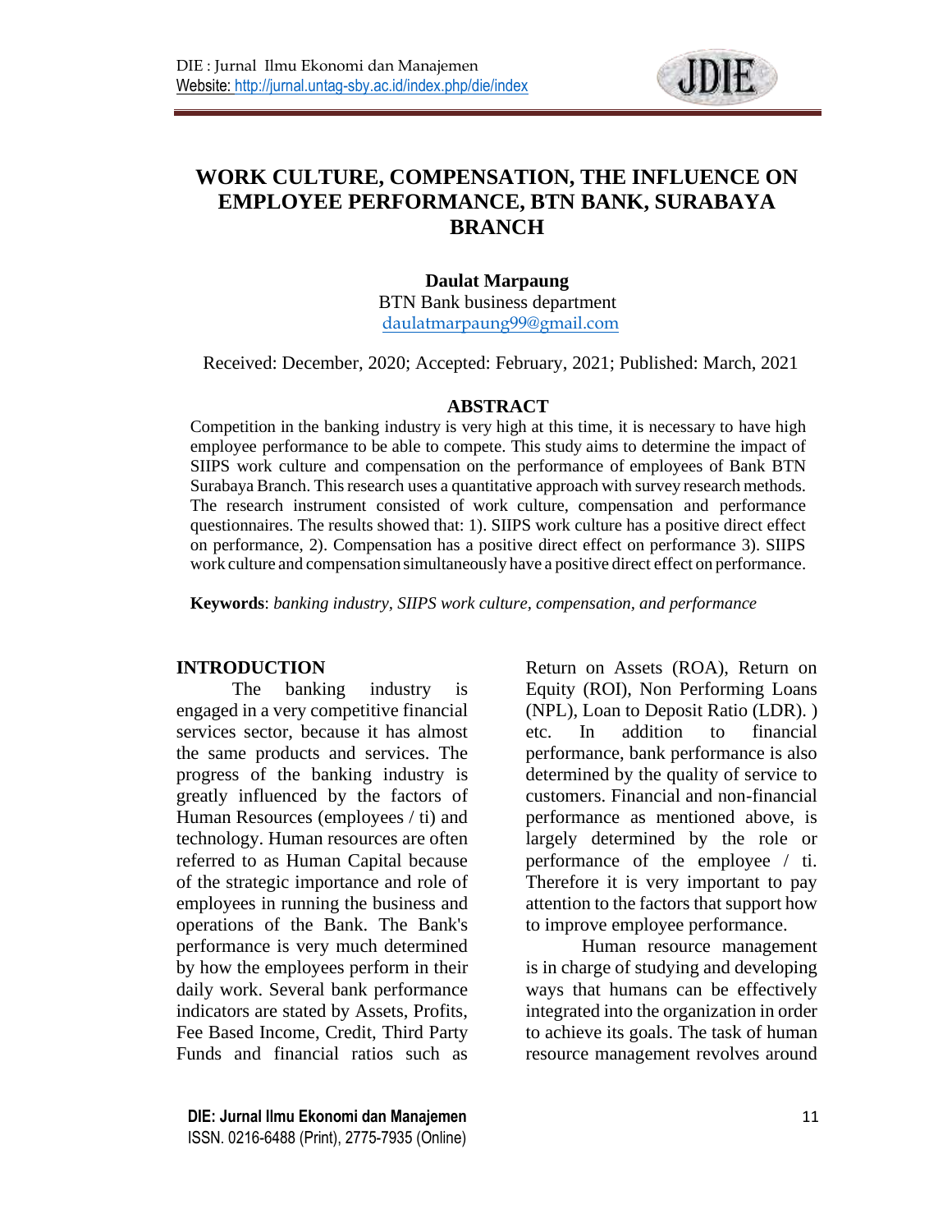# WORK CULTURE, COMPENSATION, THE INFLUENCE ON EMPLOYEE PERFORMANCE, BTN BANK, SURABAYA BRANCH

**Daulat Marpaung**
BTN Bank business department
daulatmarpaung99@gmail.com

Received: December, 2020; Accepted: February, 2021; Published: March, 2021

## ABSTRACT

Competition in the banking industry is very high at this time, it is necessary to have high employee performance to be able to compete. This study aims to determine the impact of SIIPS work culture and compensation on the performance of employees of Bank BTN Surabaya Branch. This research uses a quantitative approach with survey research methods. The research instrument consisted of work culture, compensation and performance questionnaires. The results showed that: 1). SIIPS work culture has a positive direct effect on performance, 2). Compensation has a positive direct effect on performance 3). SIIPS work culture and compensation simultaneously have a positive direct effect on performance.

**Keywords**: *banking industry, SIIPS work culture, compensation, and performance*

## INTRODUCTION

The banking industry is engaged in a very competitive financial services sector, because it has almost the same products and services. The progress of the banking industry is greatly influenced by the factors of Human Resources (employees / ti) and technology. Human resources are often referred to as Human Capital because of the strategic importance and role of employees in running the business and operations of the Bank. The Bank's performance is very much determined by how the employees perform in their daily work. Several bank performance indicators are stated by Assets, Profits, Fee Based Income, Credit, Third Party Funds and financial ratios such as Return on Assets (ROA), Return on Equity (ROI), Non Performing Loans (NPL), Loan to Deposit Ratio (LDR). ) etc. In addition to financial performance, bank performance is also determined by the quality of service to customers. Financial and non-financial performance as mentioned above, is largely determined by the role or performance of the employee / ti. Therefore it is very important to pay attention to the factors that support how to improve employee performance.

Human resource management is in charge of studying and developing ways that humans can be effectively integrated into the organization in order to achieve its goals. The task of human resource management revolves around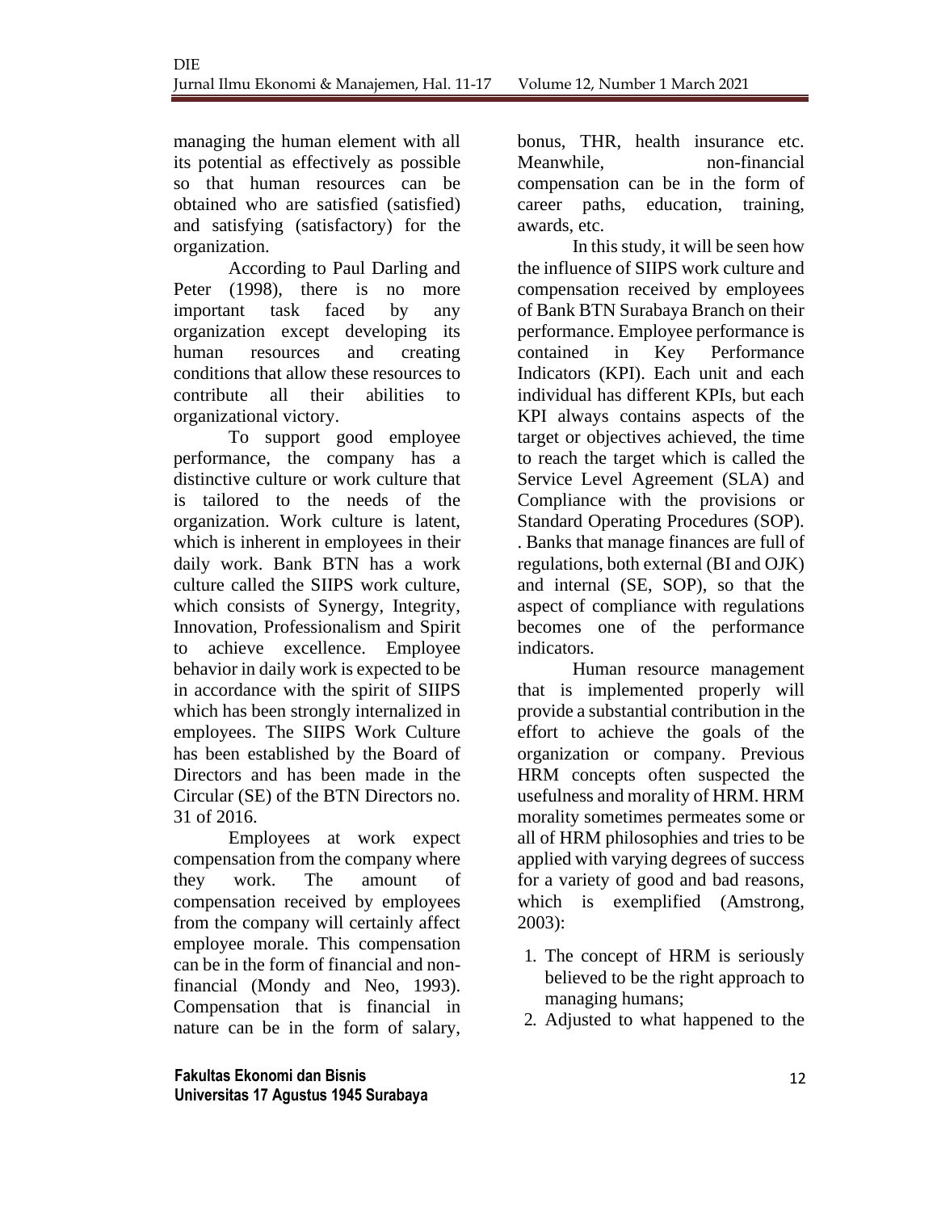managing the human element with all its potential as effectively as possible so that human resources can be obtained who are satisfied (satisfied) and satisfying (satisfactory) for the organization.

According to Paul Darling and Peter (1998), there is no more important task faced by any organization except developing its human resources and creating conditions that allow these resources to contribute all their abilities to organizational victory.

To support good employee performance, the company has a distinctive culture or work culture that is tailored to the needs of the organization. Work culture is latent, which is inherent in employees in their daily work. Bank BTN has a work culture called the SIIPS work culture, which consists of Synergy, Integrity, Innovation, Professionalism and Spirit to achieve excellence. Employee behavior in daily work is expected to be in accordance with the spirit of SIIPS which has been strongly internalized in employees. The SIIPS Work Culture has been established by the Board of Directors and has been made in the Circular (SE) of the BTN Directors no. 31 of 2016.

Employees at work expect compensation from the company where they work. The amount of compensation received by employees from the company will certainly affect employee morale. This compensation can be in the form of financial and non-financial (Mondy and Neo, 1993). Compensation that is financial in nature can be in the form of salary, bonus, THR, health insurance etc. Meanwhile, non-financial compensation can be in the form of career paths, education, training, awards, etc.

In this study, it will be seen how the influence of SIIPS work culture and compensation received by employees of Bank BTN Surabaya Branch on their performance. Employee performance is contained in Key Performance Indicators (KPI). Each unit and each individual has different KPIs, but each KPI always contains aspects of the target or objectives achieved, the time to reach the target which is called the Service Level Agreement (SLA) and Compliance with the provisions or Standard Operating Procedures (SOP). . Banks that manage finances are full of regulations, both external (BI and OJK) and internal (SE, SOP), so that the aspect of compliance with regulations becomes one of the performance indicators.

Human resource management that is implemented properly will provide a substantial contribution in the effort to achieve the goals of the organization or company. Previous HRM concepts often suspected the usefulness and morality of HRM. HRM morality sometimes permeates some or all of HRM philosophies and tries to be applied with varying degrees of success for a variety of good and bad reasons, which is exemplified (Amstrong, 2003):

1. The concept of HRM is seriously believed to be the right approach to managing humans;
2. Adjusted to what happened to the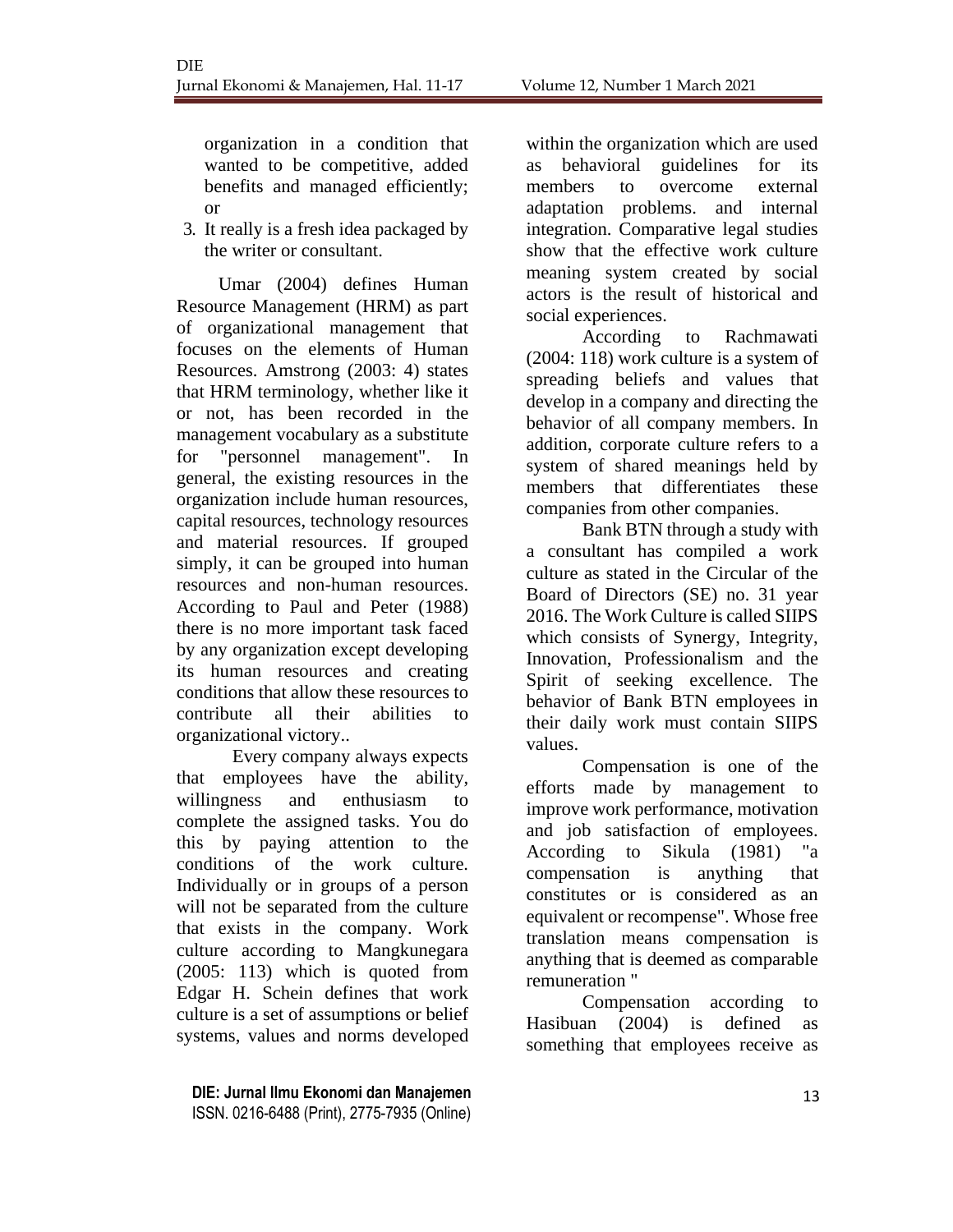organization in a condition that wanted to be competitive, added benefits and managed efficiently; or

3. It really is a fresh idea packaged by the writer or consultant.

Umar (2004) defines Human Resource Management (HRM) as part of organizational management that focuses on the elements of Human Resources. Amstrong (2003: 4) states that HRM terminology, whether like it or not, has been recorded in the management vocabulary as a substitute for "personnel management". In general, the existing resources in the organization include human resources, capital resources, technology resources and material resources. If grouped simply, it can be grouped into human resources and non-human resources. According to Paul and Peter (1988) there is no more important task faced by any organization except developing its human resources and creating conditions that allow these resources to contribute all their abilities to organizational victory..

Every company always expects that employees have the ability, willingness and enthusiasm to complete the assigned tasks. You do this by paying attention to the conditions of the work culture. Individually or in groups of a person will not be separated from the culture that exists in the company. Work culture according to Mangkunegara (2005: 113) which is quoted from Edgar H. Schein defines that work culture is a set of assumptions or belief systems, values and norms developed within the organization which are used as behavioral guidelines for its members to overcome external adaptation problems. and internal integration. Comparative legal studies show that the effective work culture meaning system created by social actors is the result of historical and social experiences.

According to Rachmawati (2004: 118) work culture is a system of spreading beliefs and values that develop in a company and directing the behavior of all company members. In addition, corporate culture refers to a system of shared meanings held by members that differentiates these companies from other companies.

Bank BTN through a study with a consultant has compiled a work culture as stated in the Circular of the Board of Directors (SE) no. 31 year 2016. The Work Culture is called SIIPS which consists of Synergy, Integrity, Innovation, Professionalism and the Spirit of seeking excellence. The behavior of Bank BTN employees in their daily work must contain SIIPS values.

Compensation is one of the efforts made by management to improve work performance, motivation and job satisfaction of employees. According to Sikula (1981) "a compensation is anything that constitutes or is considered as an equivalent or recompense". Whose free translation means compensation is anything that is deemed as comparable remuneration "

Compensation according to Hasibuan (2004) is defined as something that employees receive as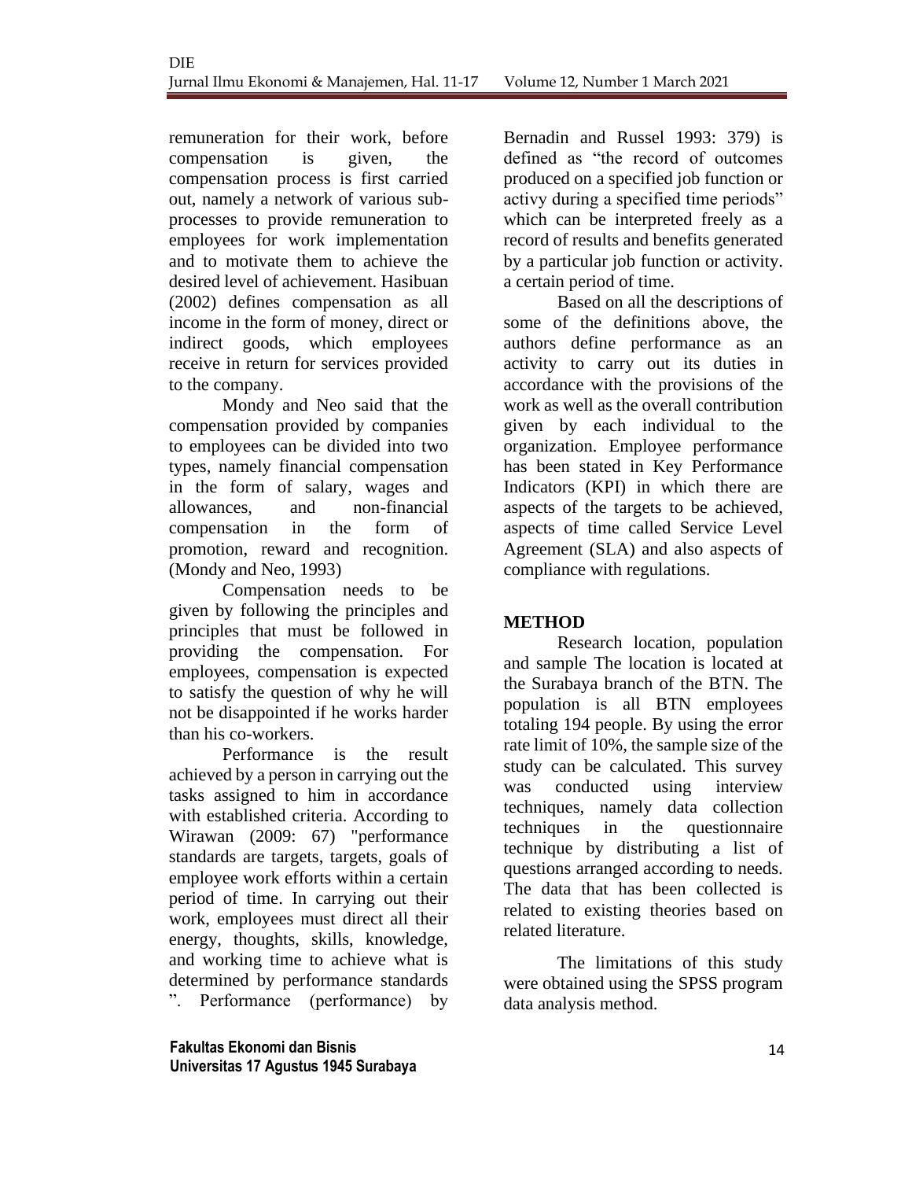remuneration for their work, before compensation is given, the compensation process is first carried out, namely a network of various sub-processes to provide remuneration to employees for work implementation and to motivate them to achieve the desired level of achievement. Hasibuan (2002) defines compensation as all income in the form of money, direct or indirect goods, which employees receive in return for services provided to the company.

Mondy and Neo said that the compensation provided by companies to employees can be divided into two types, namely financial compensation in the form of salary, wages and allowances, and non-financial compensation in the form of promotion, reward and recognition. (Mondy and Neo, 1993)

Compensation needs to be given by following the principles and principles that must be followed in providing the compensation. For employees, compensation is expected to satisfy the question of why he will not be disappointed if he works harder than his co-workers.

Performance is the result achieved by a person in carrying out the tasks assigned to him in accordance with established criteria. According to Wirawan (2009: 67) "performance standards are targets, targets, goals of employee work efforts within a certain period of time. In carrying out their work, employees must direct all their energy, thoughts, skills, knowledge, and working time to achieve what is determined by performance standards ". Performance (performance) by Bernadin and Russel 1993: 379) is defined as "the record of outcomes produced on a specified job function or activy during a specified time periods" which can be interpreted freely as a record of results and benefits generated by a particular job function or activity. a certain period of time.

Based on all the descriptions of some of the definitions above, the authors define performance as an activity to carry out its duties in accordance with the provisions of the work as well as the overall contribution given by each individual to the organization. Employee performance has been stated in Key Performance Indicators (KPI) in which there are aspects of the targets to be achieved, aspects of time called Service Level Agreement (SLA) and also aspects of compliance with regulations.

## METHOD

Research location, population and sample The location is located at the Surabaya branch of the BTN. The population is all BTN employees totaling 194 people. By using the error rate limit of 10%, the sample size of the study can be calculated. This survey was conducted using interview techniques, namely data collection techniques in the questionnaire technique by distributing a list of questions arranged according to needs. The data that has been collected is related to existing theories based on related literature.

The limitations of this study were obtained using the SPSS program data analysis method.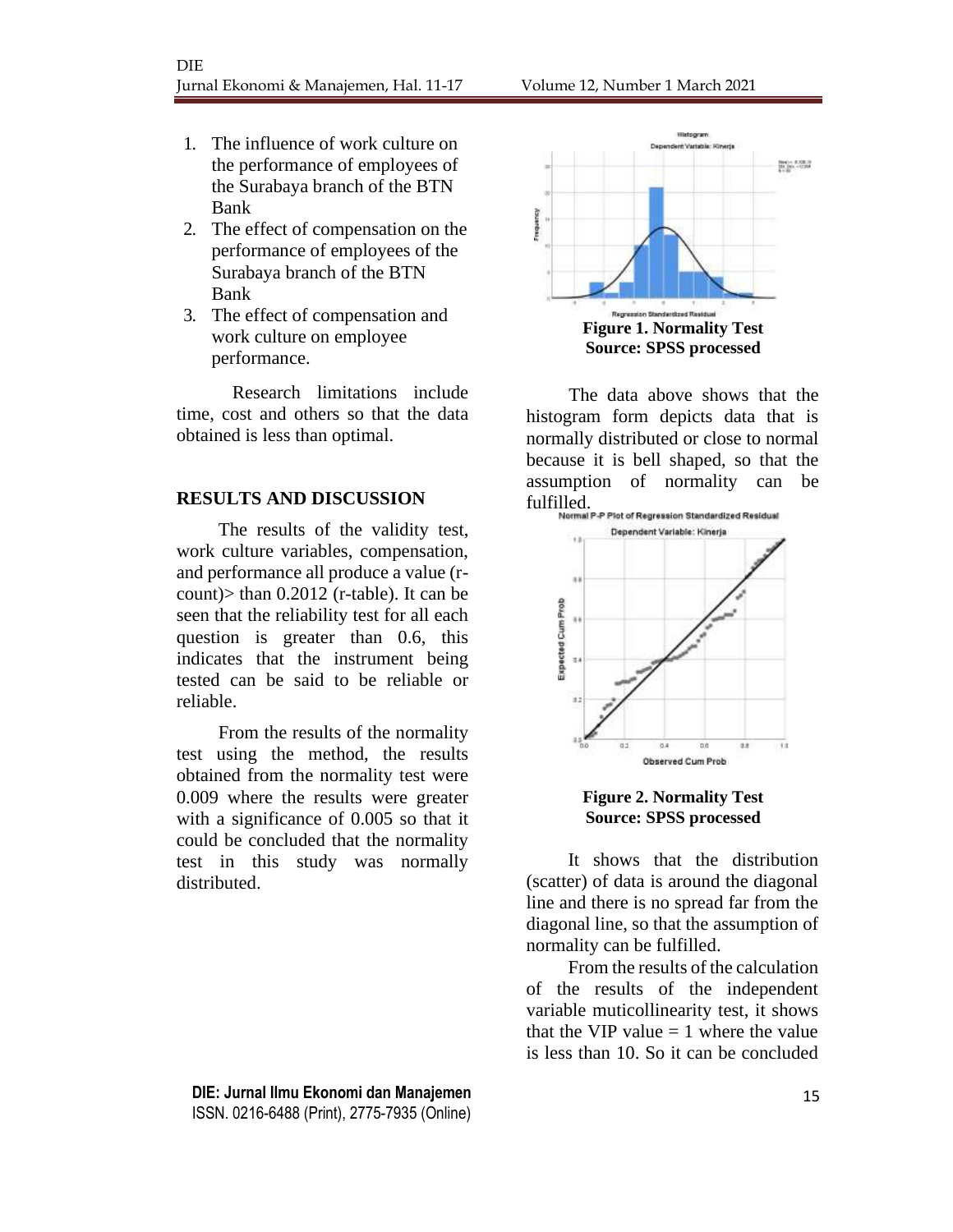1. The influence of work culture on the performance of employees of the Surabaya branch of the BTN Bank
2. The effect of compensation on the performance of employees of the Surabaya branch of the BTN Bank
3. The effect of compensation and work culture on employee performance.

Research limitations include time, cost and others so that the data obtained is less than optimal.

## RESULTS AND DISCUSSION

The results of the validity test, work culture variables, compensation, and performance all produce a value (r-count)> than 0.2012 (r-table). It can be seen that the reliability test for all each question is greater than 0.6, this indicates that the instrument being tested can be said to be reliable or reliable.

From the results of the normality test using the method, the results obtained from the normality test were 0.009 where the results were greater with a significance of 0.005 so that it could be concluded that the normality test in this study was normally distributed.

**Figure 1. Normality Test**
**Source: SPSS processed**

The data above shows that the histogram form depicts data that is normally distributed or close to normal because it is bell shaped, so that the assumption of normality can be fulfilled.

**Figure 2. Normality Test**
**Source: SPSS processed**

It shows that the distribution (scatter) of data is around the diagonal line and there is no spread far from the diagonal line, so that the assumption of normality can be fulfilled.

From the results of the calculation of the results of the independent variable muticollinearity test, it shows that the VIP value = 1 where the value is less than 10. So it can be concluded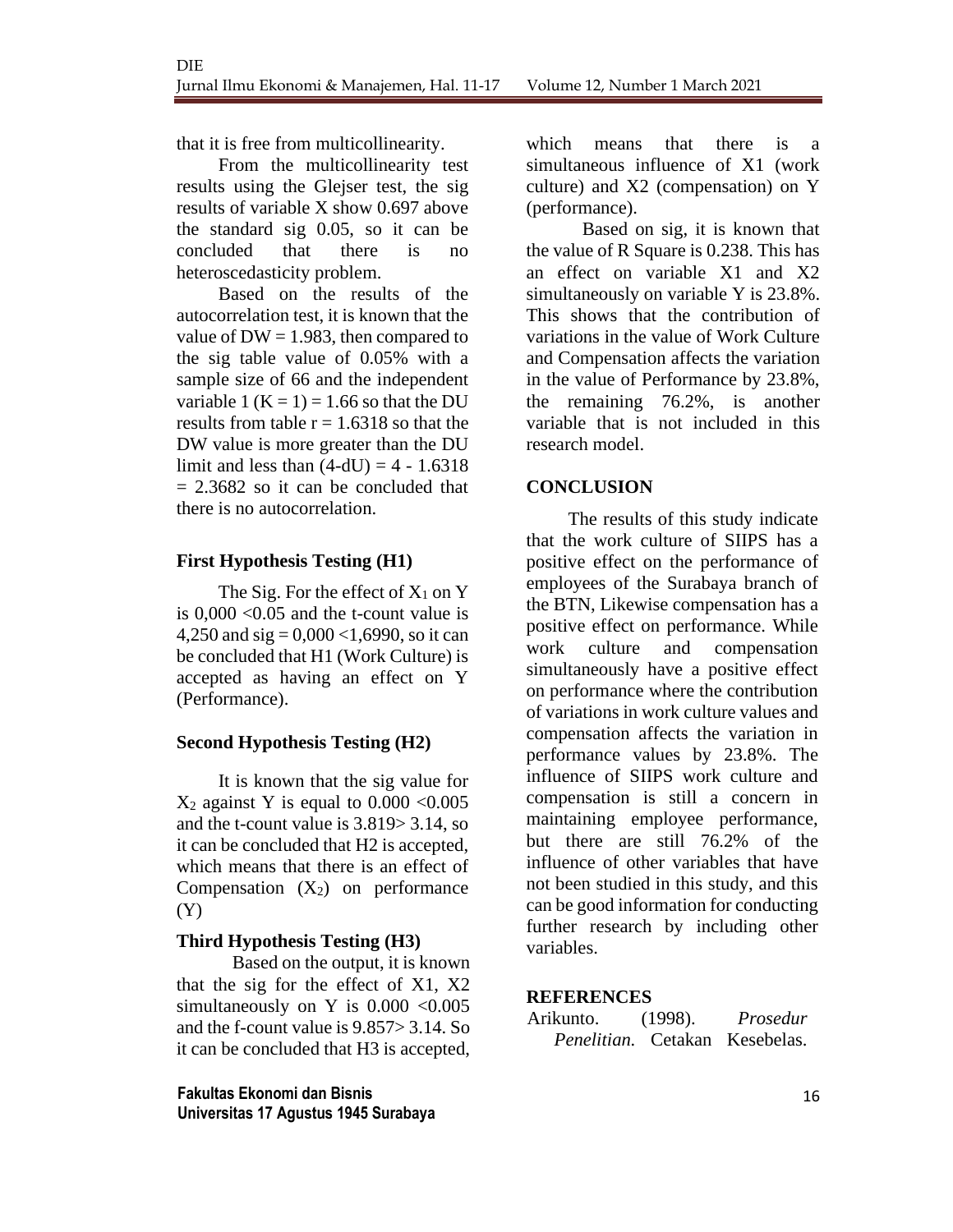that it is free from multicollinearity.

From the multicollinearity test results using the Glejser test, the sig results of variable X show 0.697 above the standard sig 0.05, so it can be concluded that there is no heteroscedasticity problem.

Based on the results of the autocorrelation test, it is known that the value of DW = 1.983, then compared to the sig table value of 0.05% with a sample size of 66 and the independent variable 1 (K = 1) = 1.66 so that the DU results from table r = 1.6318 so that the DW value is more greater than the DU limit and less than (4-dU) = 4 - 1.6318 = 2.3682 so it can be concluded that there is no autocorrelation.

### First Hypothesis Testing (H1)

The Sig. For the effect of $X_1$ on Y is 0,000 <0.05 and the t-count value is 4,250 and sig = 0,000 <1,6990, so it can be concluded that H1 (Work Culture) is accepted as having an effect on Y (Performance).

### Second Hypothesis Testing (H2)

It is known that the sig value for $X_2$ against Y is equal to 0.000 <0.005 and the t-count value is 3.819> 3.14, so it can be concluded that H2 is accepted, which means that there is an effect of Compensation ($X_2$) on performance (Y)

### Third Hypothesis Testing (H3)

Based on the output, it is known that the sig for the effect of X1, X2 simultaneously on Y is 0.000 <0.005 and the f-count value is 9.857> 3.14. So it can be concluded that H3 is accepted, which means that there is a simultaneous influence of X1 (work culture) and X2 (compensation) on Y (performance).

Based on sig, it is known that the value of R Square is 0.238. This has an effect on variable X1 and X2 simultaneously on variable Y is 23.8%. This shows that the contribution of variations in the value of Work Culture and Compensation affects the variation in the value of Performance by 23.8%, the remaining 76.2%, is another variable that is not included in this research model.

## CONCLUSION

The results of this study indicate that the work culture of SIIPS has a positive effect on the performance of employees of the Surabaya branch of the BTN, Likewise compensation has a positive effect on performance. While work culture and compensation simultaneously have a positive effect on performance where the contribution of variations in work culture values and compensation affects the variation in performance values by 23.8%. The influence of SIIPS work culture and compensation is still a concern in maintaining employee performance, but there are still 76.2% of the influence of other variables that have not been studied in this study, and this can be good information for conducting further research by including other variables.

## REFERENCES

Arikunto. (1998). *Prosedur Penelitian.* Cetakan Kesebelas.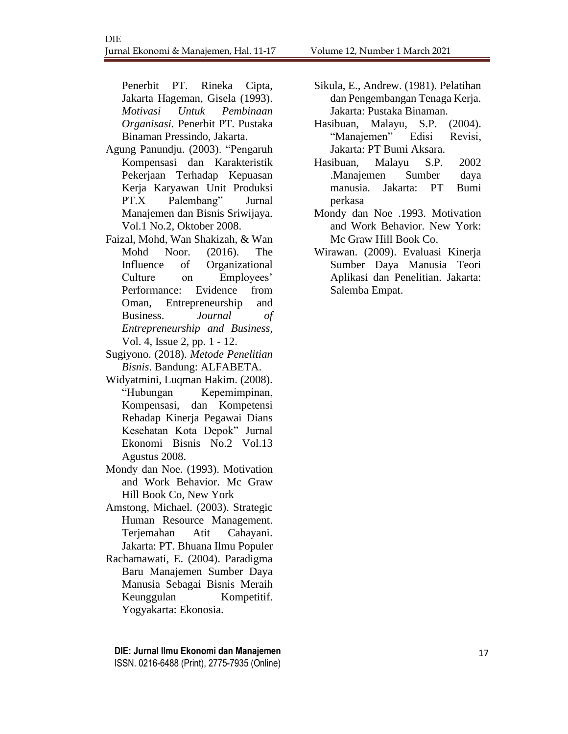Penerbit PT. Rineka Cipta, Jakarta Hageman, Gisela (1993). *Motivasi Untuk Pembinaan Organisasi.* Penerbit PT. Pustaka Binaman Pressindo, Jakarta.

Agung Panundju. (2003). "Pengaruh Kompensasi dan Karakteristik Pekerjaan Terhadap Kepuasan Kerja Karyawan Unit Produksi PT.X Palembang" Jurnal Manajemen dan Bisnis Sriwijaya. Vol.1 No.2, Oktober 2008.

Faizal, Mohd, Wan Shakizah, & Wan Mohd Noor. (2016). The Influence of Organizational Culture on Employees' Performance: Evidence from Oman, Entrepreneurship and Business. *Journal of Entrepreneurship and Business*, Vol. 4, Issue 2, pp. 1 - 12.

Sugiyono. (2018). *Metode Penelitian Bisnis*. Bandung: ALFABETA.

Widyatmini, Luqman Hakim. (2008). "Hubungan Kepemimpinan, Kompensasi, dan Kompetensi Rehadap Kinerja Pegawai Dians Kesehatan Kota Depok" Jurnal Ekonomi Bisnis No.2 Vol.13 Agustus 2008.

Mondy dan Noe. (1993). Motivation and Work Behavior. Mc Graw Hill Book Co, New York

Amstong, Michael. (2003). Strategic Human Resource Management. Terjemahan Atit Cahayani. Jakarta: PT. Bhuana Ilmu Populer

Rachamawati, E. (2004). Paradigma Baru Manajemen Sumber Daya Manusia Sebagai Bisnis Meraih Keunggulan Kompetitif. Yogyakarta: Ekonosia.

Sikula, E., Andrew. (1981). Pelatihan dan Pengembangan Tenaga Kerja. Jakarta: Pustaka Binaman.

Hasibuan, Malayu, S.P. (2004). "Manajemen" Edisi Revisi, Jakarta: PT Bumi Aksara.

Hasibuan, Malayu S.P. 2002 .Manajemen Sumber daya manusia. Jakarta: PT Bumi perkasa

Mondy dan Noe .1993. Motivation and Work Behavior. New York: Mc Graw Hill Book Co.

Wirawan. (2009). Evaluasi Kinerja Sumber Daya Manusia Teori Aplikasi dan Penelitian. Jakarta: Salemba Empat.